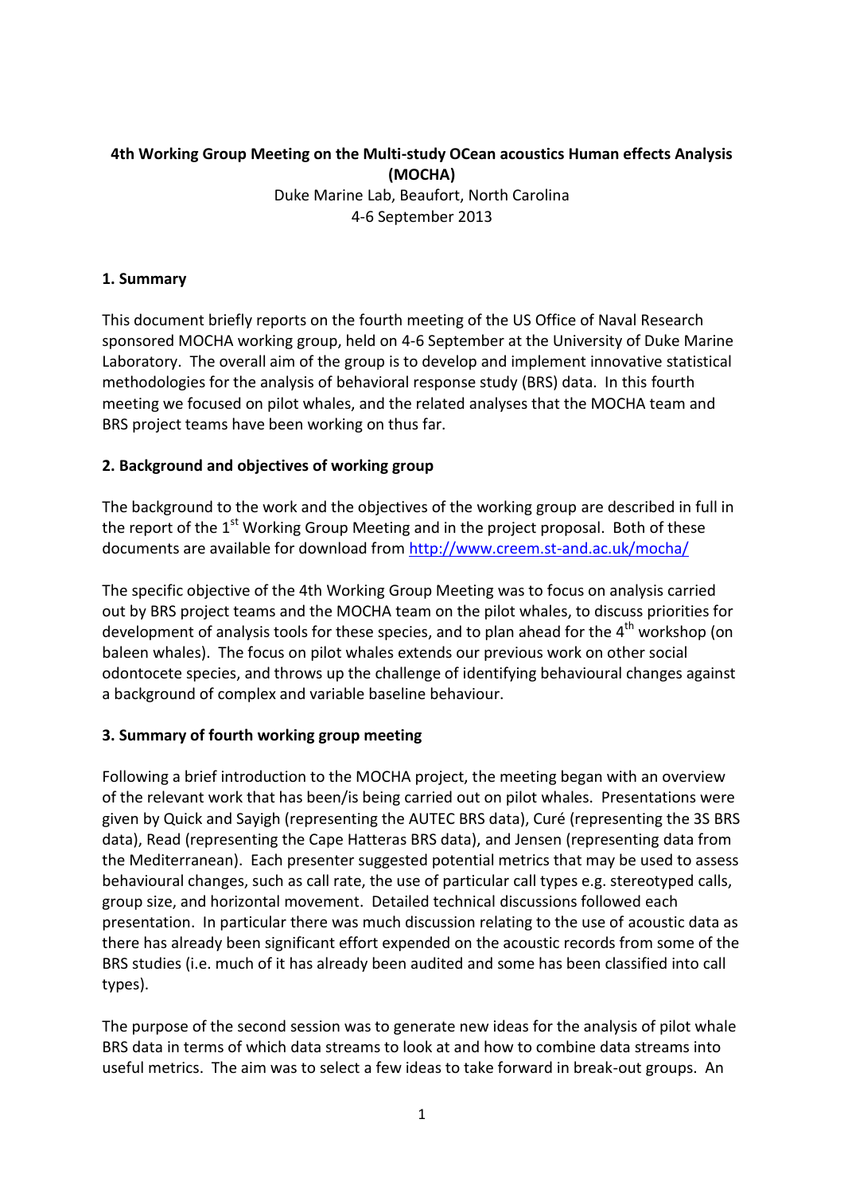**4th Working Group Meeting on the Multi-study OCean acoustics Human effects Analysis (MOCHA)**

Duke Marine Lab, Beaufort, North Carolina
4-6 September 2013

## 1. Summary

This document briefly reports on the fourth meeting of the US Office of Naval Research sponsored MOCHA working group, held on 4-6 September at the University of Duke Marine Laboratory. The overall aim of the group is to develop and implement innovative statistical methodologies for the analysis of behavioral response study (BRS) data. In this fourth meeting we focused on pilot whales, and the related analyses that the MOCHA team and BRS project teams have been working on thus far.

## 2. Background and objectives of working group

The background to the work and the objectives of the working group are described in full in the report of the 1st Working Group Meeting and in the project proposal. Both of these documents are available for download from http://www.creem.st-and.ac.uk/mocha/

The specific objective of the 4th Working Group Meeting was to focus on analysis carried out by BRS project teams and the MOCHA team on the pilot whales, to discuss priorities for development of analysis tools for these species, and to plan ahead for the 4th workshop (on baleen whales). The focus on pilot whales extends our previous work on other social odontocete species, and throws up the challenge of identifying behavioural changes against a background of complex and variable baseline behaviour.

## 3. Summary of fourth working group meeting

Following a brief introduction to the MOCHA project, the meeting began with an overview of the relevant work that has been/is being carried out on pilot whales. Presentations were given by Quick and Sayigh (representing the AUTEC BRS data), Curé (representing the 3S BRS data), Read (representing the Cape Hatteras BRS data), and Jensen (representing data from the Mediterranean). Each presenter suggested potential metrics that may be used to assess behavioural changes, such as call rate, the use of particular call types e.g. stereotyped calls, group size, and horizontal movement. Detailed technical discussions followed each presentation. In particular there was much discussion relating to the use of acoustic data as there has already been significant effort expended on the acoustic records from some of the BRS studies (i.e. much of it has already been audited and some has been classified into call types).

The purpose of the second session was to generate new ideas for the analysis of pilot whale BRS data in terms of which data streams to look at and how to combine data streams into useful metrics. The aim was to select a few ideas to take forward in break-out groups. An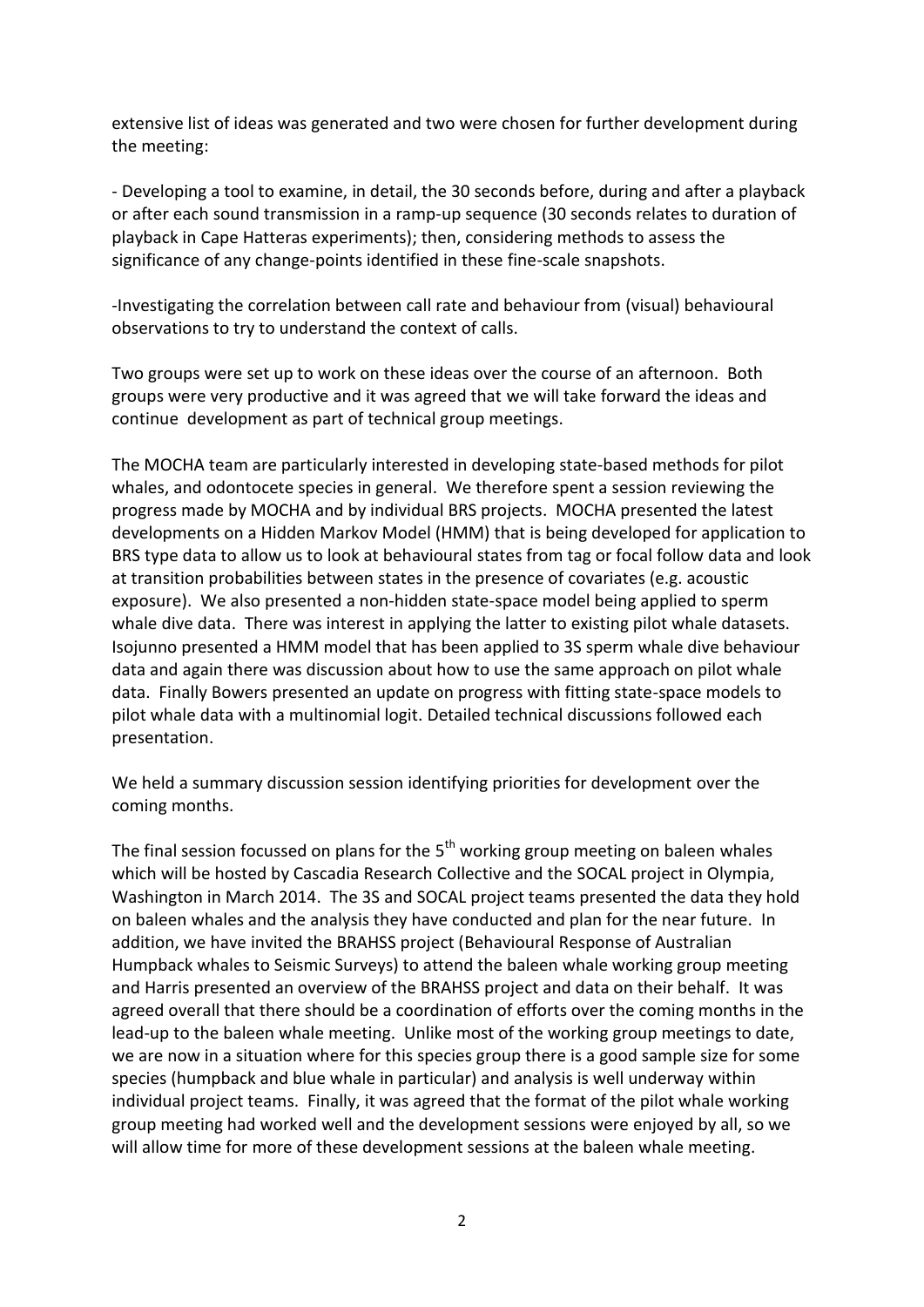extensive list of ideas was generated and two were chosen for further development during the meeting:

- Developing a tool to examine, in detail, the 30 seconds before, during and after a playback or after each sound transmission in a ramp-up sequence (30 seconds relates to duration of playback in Cape Hatteras experiments); then, considering methods to assess the significance of any change-points identified in these fine-scale snapshots.

- Investigating the correlation between call rate and behaviour from (visual) behavioural observations to try to understand the context of calls.

Two groups were set up to work on these ideas over the course of an afternoon. Both groups were very productive and it was agreed that we will take forward the ideas and continue development as part of technical group meetings.

The MOCHA team are particularly interested in developing state-based methods for pilot whales, and odontocete species in general. We therefore spent a session reviewing the progress made by MOCHA and by individual BRS projects. MOCHA presented the latest developments on a Hidden Markov Model (HMM) that is being developed for application to BRS type data to allow us to look at behavioural states from tag or focal follow data and look at transition probabilities between states in the presence of covariates (e.g. acoustic exposure). We also presented a non-hidden state-space model being applied to sperm whale dive data. There was interest in applying the latter to existing pilot whale datasets. Isojunno presented a HMM model that has been applied to 3S sperm whale dive behaviour data and again there was discussion about how to use the same approach on pilot whale data. Finally Bowers presented an update on progress with fitting state-space models to pilot whale data with a multinomial logit. Detailed technical discussions followed each presentation.

We held a summary discussion session identifying priorities for development over the coming months.

The final session focussed on plans for the 5th working group meeting on baleen whales which will be hosted by Cascadia Research Collective and the SOCAL project in Olympia, Washington in March 2014. The 3S and SOCAL project teams presented the data they hold on baleen whales and the analysis they have conducted and plan for the near future. In addition, we have invited the BRAHSS project (Behavioural Response of Australian Humpback whales to Seismic Surveys) to attend the baleen whale working group meeting and Harris presented an overview of the BRAHSS project and data on their behalf. It was agreed overall that there should be a coordination of efforts over the coming months in the lead-up to the baleen whale meeting. Unlike most of the working group meetings to date, we are now in a situation where for this species group there is a good sample size for some species (humpback and blue whale in particular) and analysis is well underway within individual project teams. Finally, it was agreed that the format of the pilot whale working group meeting had worked well and the development sessions were enjoyed by all, so we will allow time for more of these development sessions at the baleen whale meeting.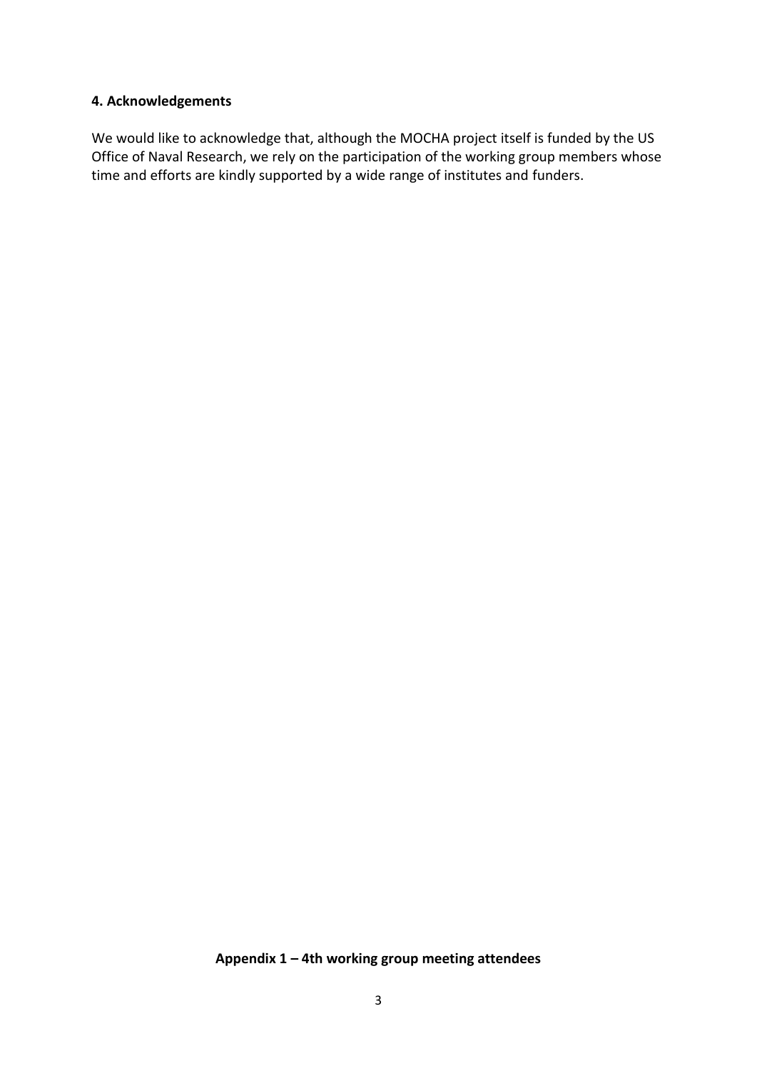## 4. Acknowledgements

We would like to acknowledge that, although the MOCHA project itself is funded by the US Office of Naval Research, we rely on the participation of the working group members whose time and efforts are kindly supported by a wide range of institutes and funders.

**Appendix 1 – 4th working group meeting attendees**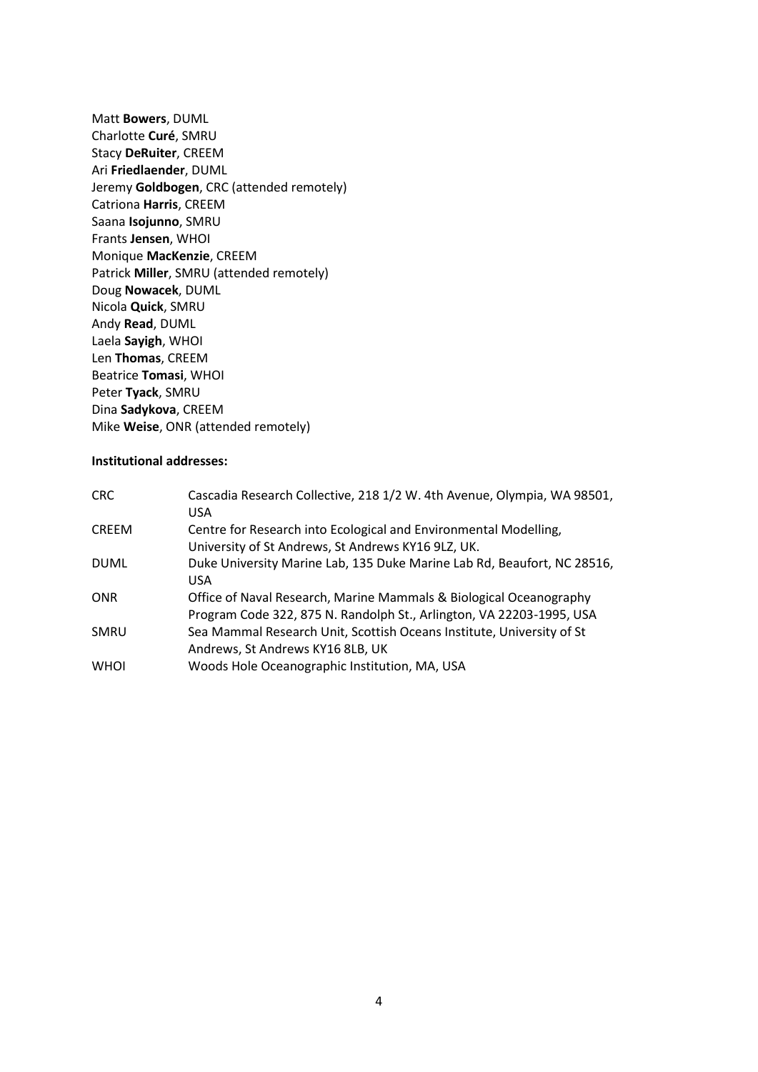Matt **Bowers**, DUML
Charlotte **Curé**, SMRU
Stacy **DeRuiter**, CREEM
Ari **Friedlaender**, DUML
Jeremy **Goldbogen**, CRC (attended remotely)
Catriona **Harris**, CREEM
Saana **Isojunno**, SMRU
Frants **Jensen**, WHOI
Monique **MacKenzie**, CREEM
Patrick **Miller**, SMRU (attended remotely)
Doug **Nowacek**, DUML
Nicola **Quick**, SMRU
Andy **Read**, DUML
Laela **Sayigh**, WHOI
Len **Thomas**, CREEM
Beatrice **Tomasi**, WHOI
Peter **Tyack**, SMRU
Dina **Sadykova**, CREEM
Mike **Weise**, ONR (attended remotely)

**Institutional addresses:**

| | |
|---|---|
| CRC | Cascadia Research Collective, 218 1/2 W. 4th Avenue, Olympia, WA 98501, USA |
| CREEM | Centre for Research into Ecological and Environmental Modelling, University of St Andrews, St Andrews KY16 9LZ, UK. |
| DUML | Duke University Marine Lab, 135 Duke Marine Lab Rd, Beaufort, NC 28516, USA |
| ONR | Office of Naval Research, Marine Mammals & Biological Oceanography Program Code 322, 875 N. Randolph St., Arlington, VA 22203-1995, USA |
| SMRU | Sea Mammal Research Unit, Scottish Oceans Institute, University of St Andrews, St Andrews KY16 8LB, UK |
| WHOI | Woods Hole Oceanographic Institution, MA, USA |